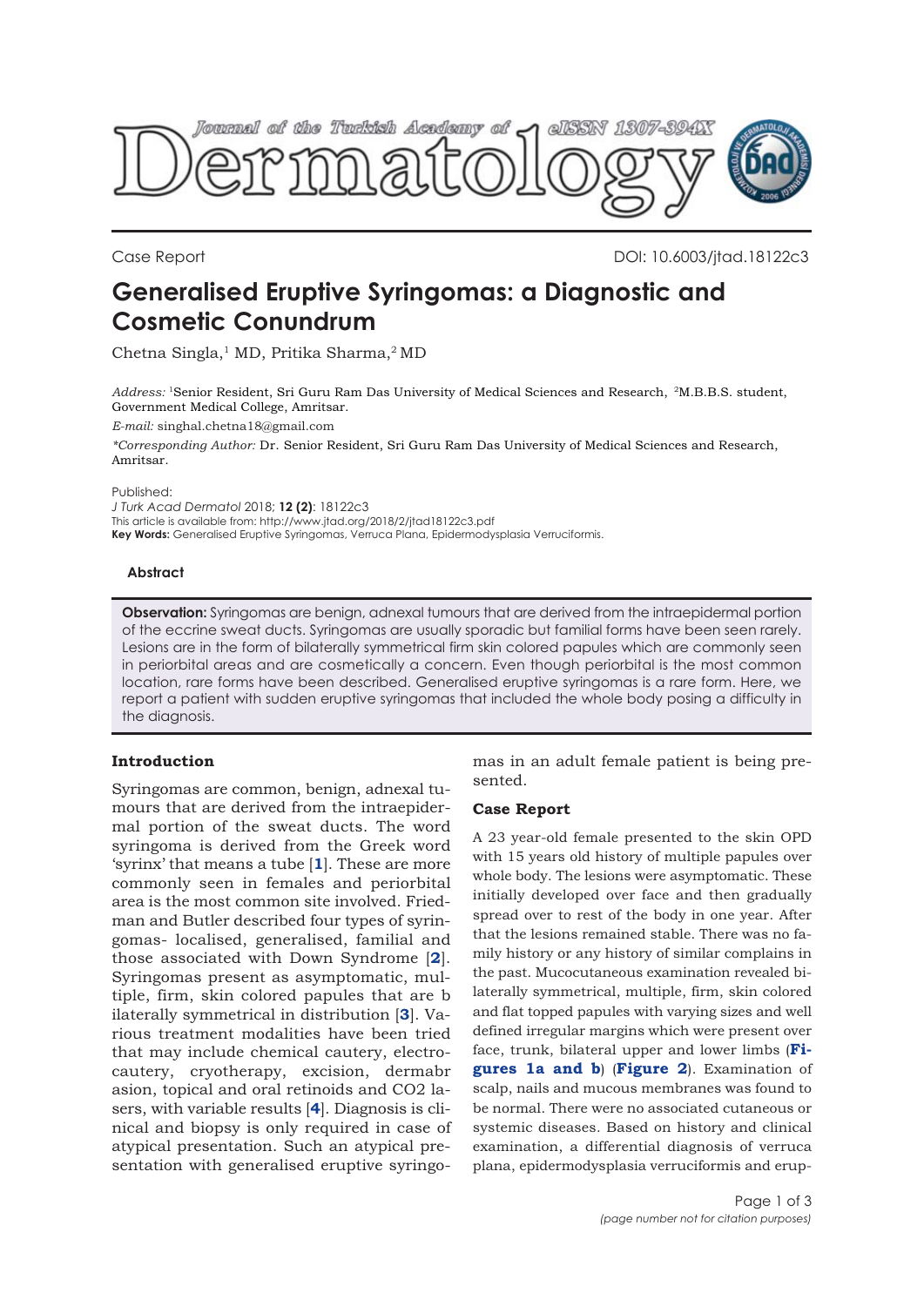Case Report

DOI: 10.6003/jtad.18122c3

# Generalised Eruptive Syringomas: a Diagnostic and Cosmetic Conundrum

Chetna Singla,[1] MD, Pritika Sharma,[2] MD

*Address:* [1]Senior Resident, Sri Guru Ram Das University of Medical Sciences and Research, [2]M.B.B.S. student, Government Medical College, Amritsar.

*E-mail:* singhal.chetna18@gmail.com

*\*Corresponding Author:* Dr. Senior Resident, Sri Guru Ram Das University of Medical Sciences and Research, Amritsar.

Published:
*J Turk Acad Dermatol* 2018; **12 (2)**: 18122c3
This article is available from: http://www.jtad.org/2018/2/jtad18122c3.pdf
**Key Words:** Generalised Eruptive Syringomas, Verruca Plana, Epidermodysplasia Verruciformis.

### Abstract

**Observation:** Syringomas are benign, adnexal tumours that are derived from the intraepidermal portion of the eccrine sweat ducts. Syringomas are usually sporadic but familial forms have been seen rarely. Lesions are in the form of bilaterally symmetrical firm skin colored papules which are commonly seen in periorbital areas and are cosmetically a concern. Even though periorbital is the most common location, rare forms have been described. Generalised eruptive syringomas is a rare form. Here, we report a patient with sudden eruptive syringomas that included the whole body posing a difficulty in the diagnosis.

## Introduction

Syringomas are common, benign, adnexal tumours that are derived from the intraepidermal portion of the sweat ducts. The word syringoma is derived from the Greek word 'syrinx' that means a tube [1]. These are more commonly seen in females and periorbital area is the most common site involved. Friedman and Butler described four types of syringomas- localised, generalised, familial and those associated with Down Syndrome [2]. Syringomas present as asymptomatic, multiple, firm, skin colored papules that are bilaterally symmetrical in distribution [3]. Various treatment modalities have been tried that may include chemical cautery, electrocautery, cryotherapy, excision, dermabrasion, topical and oral retinoids and CO2 lasers, with variable results [4]. Diagnosis is clinical and biopsy is only required in case of atypical presentation. Such an atypical presentation with generalised eruptive syringomas in an adult female patient is being presented.

## Case Report

A 23 year-old female presented to the skin OPD with 15 years old history of multiple papules over whole body. The lesions were asymptomatic. These initially developed over face and then gradually spread over to rest of the body in one year. After that the lesions remained stable. There was no family history or any history of similar complains in the past. Mucocutaneous examination revealed bilaterally symmetrical, multiple, firm, skin colored and flat topped papules with varying sizes and well defined irregular margins which were present over face, trunk, bilateral upper and lower limbs (**Figures 1a and b**) (**Figure 2**). Examination of scalp, nails and mucous membranes was found to be normal. There were no associated cutaneous or systemic diseases. Based on history and clinical examination, a differential diagnosis of verruca plana, epidermodysplasia verruciformis and erup-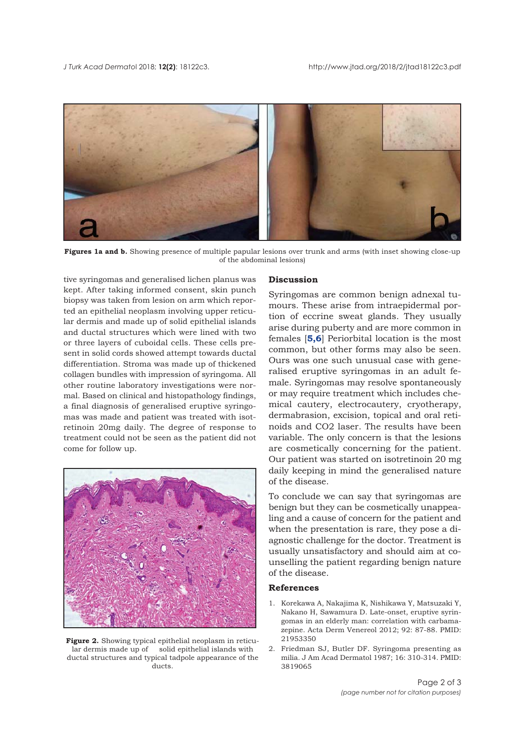Figures 1a and b. Showing presence of multiple papular lesions over trunk and arms (with inset showing close-up of the abdominal lesions)

tive syringomas and generalised lichen planus was kept. After taking informed consent, skin punch biopsy was taken from lesion on arm which reported an epithelial neoplasm involving upper reticular dermis and made up of solid epithelial islands and ductal structures which were lined with two or three layers of cuboidal cells. These cells present in solid cords showed attempt towards ductal differentiation. Stroma was made up of thickened collagen bundles with impression of syringoma. All other routine laboratory investigations were normal. Based on clinical and histopathology findings, a final diagnosis of generalised eruptive syringomas was made and patient was treated with isotretinoin 20mg daily. The degree of response to treatment could not be seen as the patient did not come for follow up.

**Figure 2.** Showing typical epithelial neoplasm in reticular dermis made up of solid epithelial islands with ductal structures and typical tadpole appearance of the ducts.

## Discussion

Syringomas are common benign adnexal tumours. These arise from intraepidermal portion of eccrine sweat glands. They usually arise during puberty and are more common in females [5,6] Periorbital location is the most common, but other forms may also be seen. Ours was one such unusual case with generalised eruptive syringomas in an adult female. Syringomas may resolve spontaneously or may require treatment which includes chemical cautery, electrocautery, cryotherapy, dermabrasion, excision, topical and oral retinoids and CO2 laser. The results have been variable. The only concern is that the lesions are cosmetically concerning for the patient. Our patient was started on isotretinoin 20 mg daily keeping in mind the generalised nature of the disease.

To conclude we can say that syringomas are benign but they can be cosmetically unappealing and a cause of concern for the patient and when the presentation is rare, they pose a diagnostic challenge for the doctor. Treatment is usually unsatisfactory and should aim at counselling the patient regarding benign nature of the disease.

## References

1. Korekawa A, Nakajima K, Nishikawa Y, Matsuzaki Y, Nakano H, Sawamura D. Late-onset, eruptive syringomas in an elderly man: correlation with carbamazepine. Acta Derm Venereol 2012; 92: 87-88. PMID: 21953350
2. Friedman SJ, Butler DF. Syringoma presenting as milia. J Am Acad Dermatol 1987; 16: 310-314. PMID: 3819065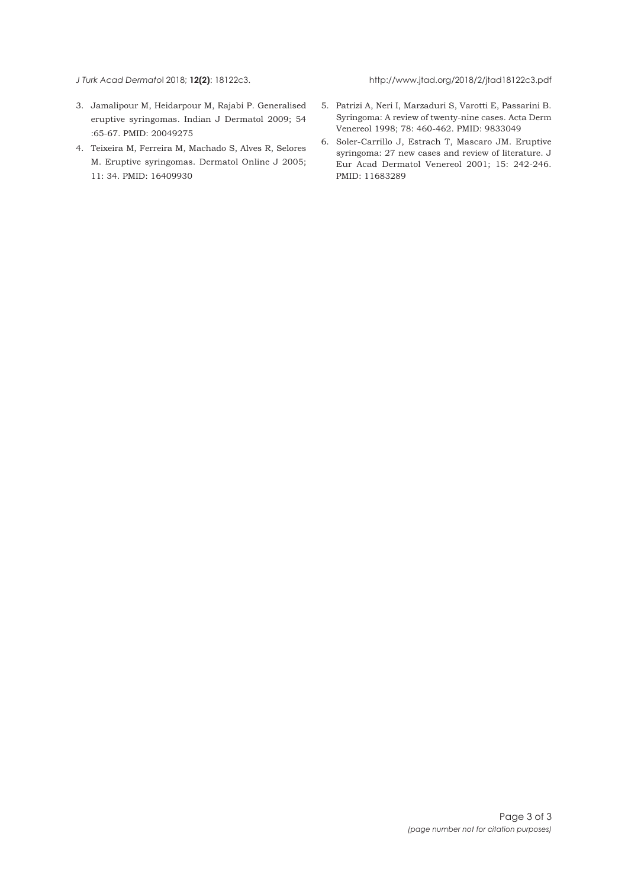3. Jamalipour M, Heidarpour M, Rajabi P. Generalised eruptive syringomas. Indian J Dermatol 2009; 54 :65-67. PMID: 20049275
4. Teixeira M, Ferreira M, Machado S, Alves R, Selores M. Eruptive syringomas. Dermatol Online J 2005; 11: 34. PMID: 16409930
5. Patrizi A, Neri I, Marzaduri S, Varotti E, Passarini B. Syringoma: A review of twenty-nine cases. Acta Derm Venereol 1998; 78: 460-462. PMID: 9833049
6. Soler-Carrillo J, Estrach T, Mascaro JM. Eruptive syringoma: 27 new cases and review of literature. J Eur Acad Dermatol Venereol 2001; 15: 242-246. PMID: 11683289